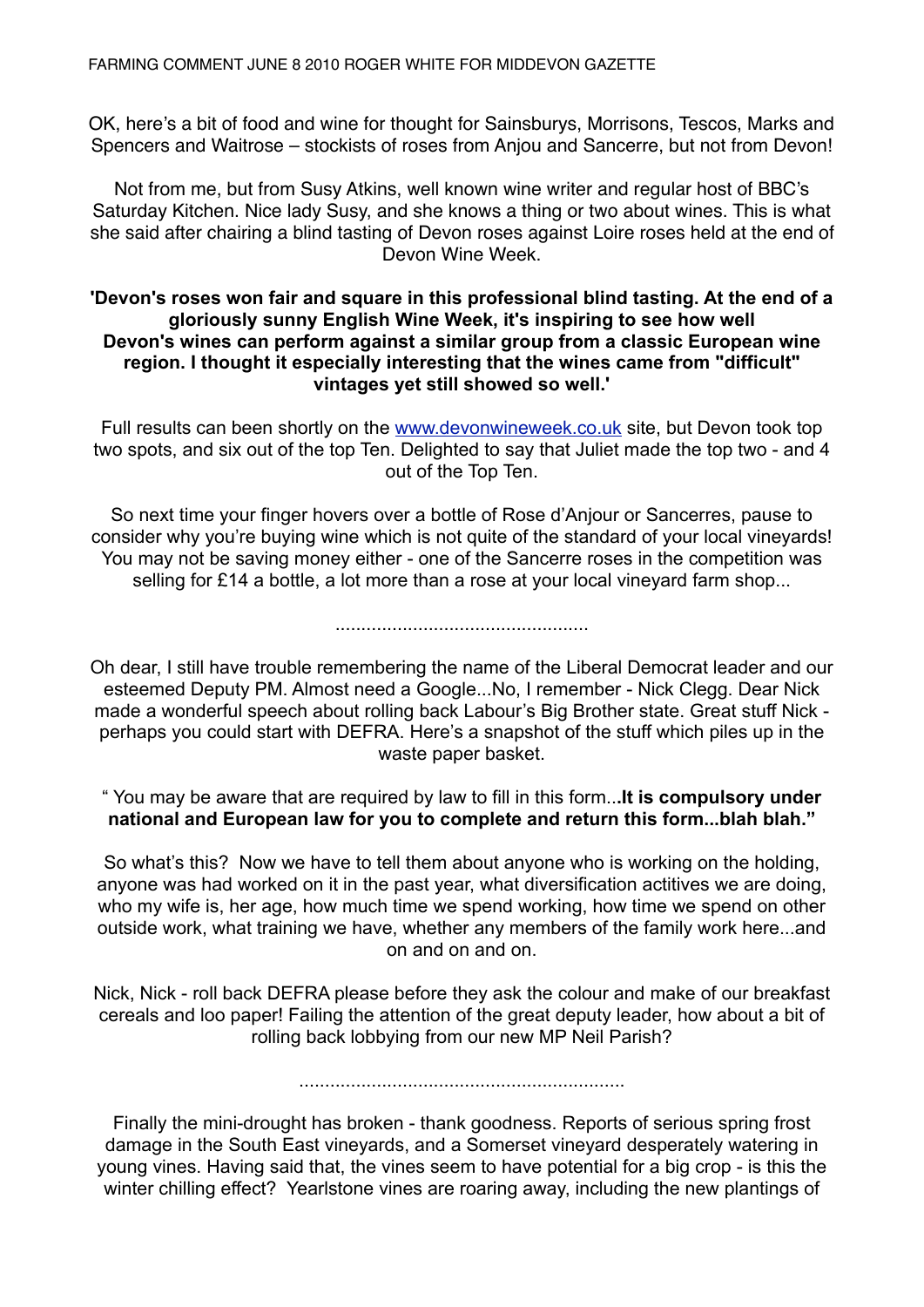FARMING COMMENT JUNE 8 2010 ROGER WHITE FOR MIDDEVON GAZETTE

OK, here's a bit of food and wine for thought for Sainsburys, Morrisons, Tescos, Marks and Spencers and Waitrose – stockists of roses from Anjou and Sancerre, but not from Devon!

Not from me, but from Susy Atkins, well known wine writer and regular host of BBC's Saturday Kitchen. Nice lady Susy, and she knows a thing or two about wines. This is what she said after chairing a blind tasting of Devon roses against Loire roses held at the end of Devon Wine Week.

**'Devon's roses won fair and square in this professional blind tasting. At the end of a gloriously sunny English Wine Week, it's inspiring to see how well Devon's wines can perform against a similar group from a classic European wine region. I thought it especially interesting that the wines came from "difficult" vintages yet still showed so well.'**

Full results can been shortly on the www.devonwineweek.co.uk site, but Devon took top two spots, and six out of the top Ten. Delighted to say that Juliet made the top two - and 4 out of the Top Ten.

So next time your finger hovers over a bottle of Rose d'Anjour or Sancerres, pause to consider why you're buying wine which is not quite of the standard of your local vineyards! You may not be saving money either - one of the Sancerre roses in the competition was selling for £14 a bottle, a lot more than a rose at your local vineyard farm shop...

................................................

Oh dear, I still have trouble remembering the name of the Liberal Democrat leader and our esteemed Deputy PM. Almost need a Google...No, I remember - Nick Clegg. Dear Nick made a wonderful speech about rolling back Labour's Big Brother state. Great stuff Nick - perhaps you could start with DEFRA. Here's a snapshot of the stuff which piles up in the waste paper basket.

" You may be aware that are required by law to fill in this form...**It is compulsory under national and European law for you to complete and return this form...blah blah."**

So what's this? Now we have to tell them about anyone who is working on the holding, anyone was had worked on it in the past year, what diversification actitives we are doing, who my wife is, her age, how much time we spend working, how time we spend on other outside work, what training we have, whether any members of the family work here...and on and on and on.

Nick, Nick - roll back DEFRA please before they ask the colour and make of our breakfast cereals and loo paper! Failing the attention of the great deputy leader, how about a bit of rolling back lobbying from our new MP Neil Parish?

..............................................................

Finally the mini-drought has broken - thank goodness. Reports of serious spring frost damage in the South East vineyards, and a Somerset vineyard desperately watering in young vines. Having said that, the vines seem to have potential for a big crop - is this the winter chilling effect? Yearlstone vines are roaring away, including the new plantings of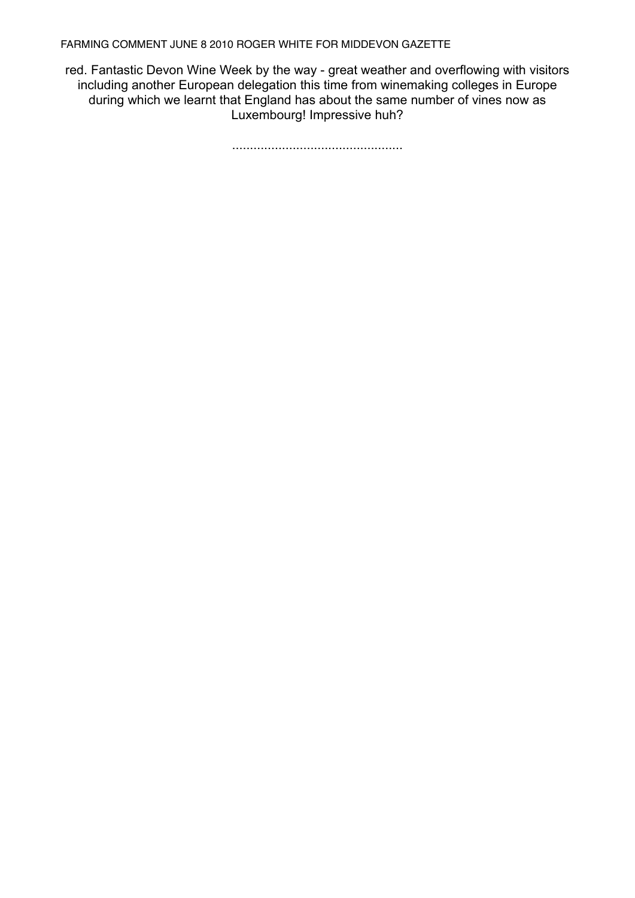red. Fantastic Devon Wine Week by the way - great weather and overflowing with visitors including another European delegation this time from winemaking colleges in Europe during which we learnt that England has about the same number of vines now as Luxembourg! Impressive huh?

................................................